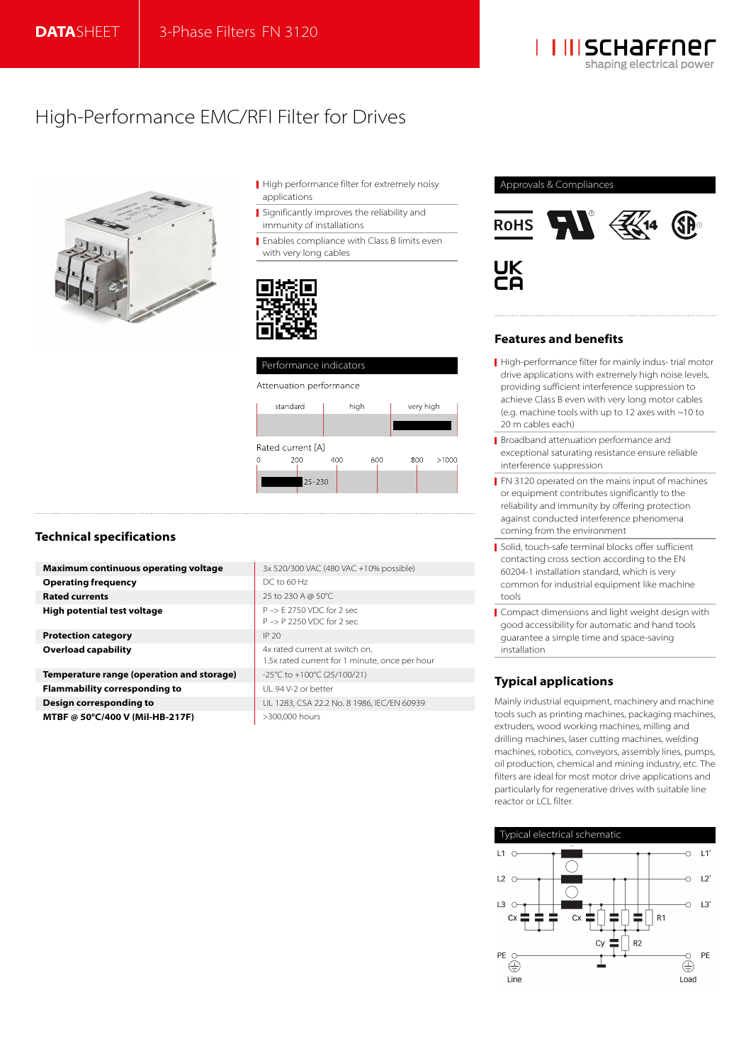**DATA**SHEET | 3-Phase Filters FN 3120

# High-Performance EMC/RFI Filter for Drives

- High performance filter for extremely noisy applications
- Significantly improves the reliability and immunity of installations
- Enables compliance with Class B limits even with very long cables

### Performance indicators

Attenuation performance

| standard | high | very high |
|---|---|---|

Rated current [A]

0 | 200 | 400 | 600 | 800 | >1000

25–230

### Approvals & Compliances

RoHS, UL, EAC, CSA, UKCA

## Technical specifications

| | |
|---|---|
| **Maximum continuous operating voltage** | 3x 520/300 VAC (480 VAC +10% possible) |
| **Operating frequency** | DC to 60 Hz |
| **Rated currents** | 25 to 230 A @ 50°C |
| **High potential test voltage** | P –> E 2750 VDC for 2 sec<br>P –> P 2250 VDC for 2 sec |
| **Protection category** | IP 20 |
| **Overload capability** | 4x rated current at switch on,<br>1.5x rated current for 1 minute, once per hour |
| **Temperature range (operation and storage)** | -25°C to +100°C (25/100/21) |
| **Flammability corresponding to** | UL 94 V-2 or better |
| **Design corresponding to** | UL 1283, CSA 22.2 No. 8 1986, IEC/EN 60939 |
| **MTBF @ 50°C/400 V (Mil-HB-217F)** | >300,000 hours |

## Features and benefits

- High-performance filter for mainly indus- trial motor drive applications with extremely high noise levels, providing sufficient interference suppression to achieve Class B even with very long motor cables (e.g. machine tools with up to 12 axes with ~10 to 20 m cables each)
- Broadband attenuation performance and exceptional saturating resistance ensure reliable interference suppression
- FN 3120 operated on the mains input of machines or equipment contributes significantly to the reliability and immunity by offering protection against conducted interference phenomena coming from the environment
- Solid, touch-safe terminal blocks offer sufficient contacting cross section according to the EN 60204-1 installation standard, which is very common for industrial equipment like machine tools
- Compact dimensions and light weight design with good accessibility for automatic and hand tools guarantee a simple time and space-saving installation

## Typical applications

Mainly industrial equipment, machinery and machine tools such as printing machines, packaging machines, extruders, wood working machines, milling and drilling machines, laser cutting machines, welding machines, robotics, conveyors, assembly lines, pumps, oil production, chemical and mining industry, etc. The filters are ideal for most motor drive applications and particularly for regenerative drives with suitable line reactor or LCL filter.

### Typical electrical schematic

L1, L2, L3, Cx, Cx, R1, Cy, R2, PE, Line, L1', L2', L3', PE, Load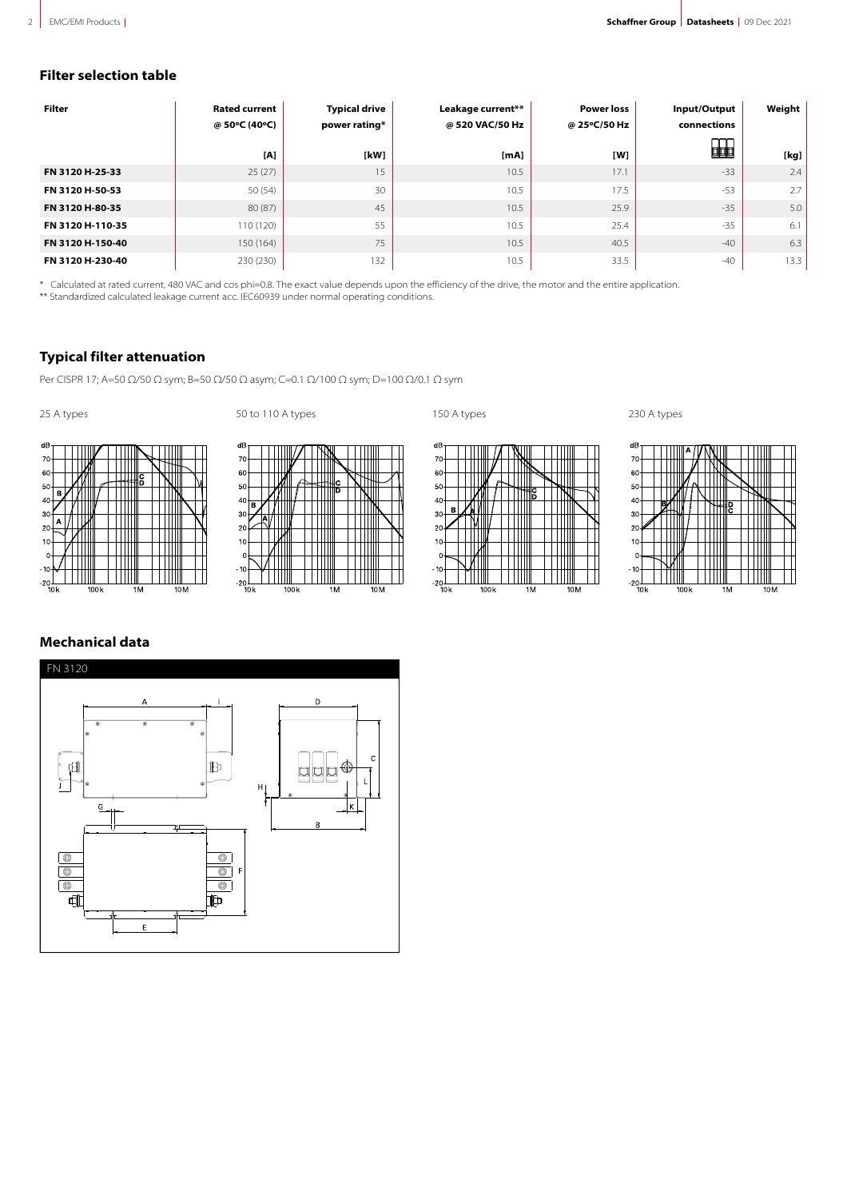## Filter selection table

| Filter | Rated current @ 50ºC (40ºC) [A] | Typical drive power rating* [kW] | Leakage current** @ 520 VAC/50 Hz [mA] | Power loss @ 25ºC/50 Hz [W] | Input/Output connections | Weight [kg] |
|---|---|---|---|---|---|---|
| **FN 3120 H-25-33** | 25 (27) | 15 | 10.5 | 17.1 | -33 | 2.4 |
| **FN 3120 H-50-53** | 50 (54) | 30 | 10.5 | 17.5 | -53 | 2.7 |
| **FN 3120 H-80-35** | 80 (87) | 45 | 10.5 | 25.9 | -35 | 5.0 |
| **FN 3120 H-110-35** | 110 (120) | 55 | 10.5 | 25.4 | -35 | 6.1 |
| **FN 3120 H-150-40** | 150 (164) | 75 | 10.5 | 40.5 | -40 | 6.3 |
| **FN 3120 H-230-40** | 230 (230) | 132 | 10.5 | 33.5 | -40 | 13.3 |

\* Calculated at rated current, 480 VAC and cos phi=0.8. The exact value depends upon the efficiency of the drive, the motor and the entire application.

** Standardized calculated leakage current acc. IEC60939 under normal operating conditions.

## Typical filter attenuation

Per CISPR 17; A=50 Ω/50 Ω sym; B=50 Ω/50 Ω asym; C=0.1 Ω/100 Ω sym; D=100 Ω/0.1 Ω sym

25 A types

50 to 110 A types

150 A types

230 A types

## Mechanical data

FN 3120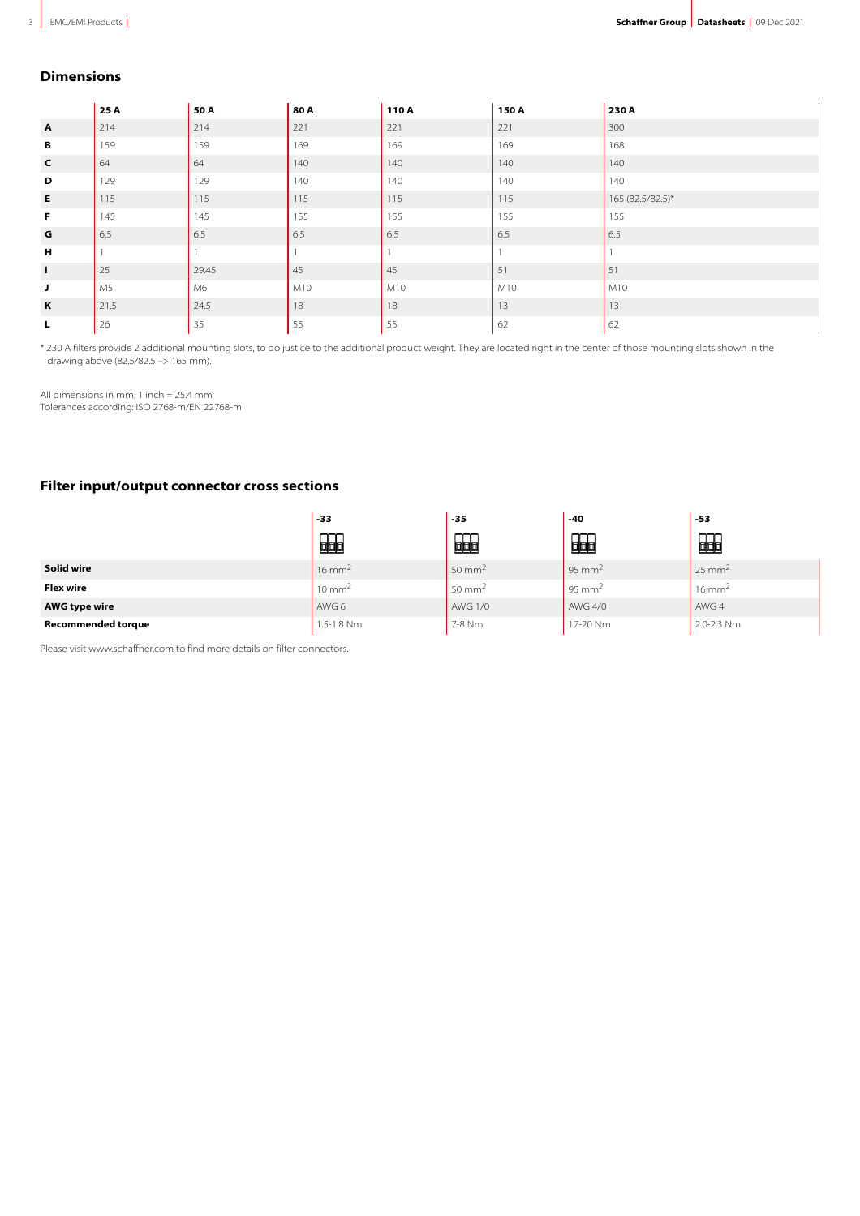## Dimensions

| | 25 A | 50 A | 80 A | 110 A | 150 A | 230 A |
|---|---|---|---|---|---|---|
| **A** | 214 | 214 | 221 | 221 | 221 | 300 |
| **B** | 159 | 159 | 169 | 169 | 169 | 168 |
| **C** | 64 | 64 | 140 | 140 | 140 | 140 |
| **D** | 129 | 129 | 140 | 140 | 140 | 140 |
| **E** | 115 | 115 | 115 | 115 | 115 | 165 (82.5/82.5)* |
| **F** | 145 | 145 | 155 | 155 | 155 | 155 |
| **G** | 6.5 | 6.5 | 6.5 | 6.5 | 6.5 | 6.5 |
| **H** | 1 | 1 | 1 | 1 | 1 | 1 |
| **I** | 25 | 29.45 | 45 | 45 | 51 | 51 |
| **J** | M5 | M6 | M10 | M10 | M10 | M10 |
| **K** | 21.5 | 24.5 | 18 | 18 | 13 | 13 |
| **L** | 26 | 35 | 55 | 55 | 62 | 62 |

* 230 A filters provide 2 additional mounting slots, to do justice to the additional product weight. They are located right in the center of those mounting slots shown in the drawing above (82.5/82.5 –> 165 mm).

All dimensions in mm; 1 inch = 25.4 mm
Tolerances according: ISO 2768-m/EN 22768-m

## Filter input/output connector cross sections

| | -33 | -35 | -40 | -53 |
|---|---|---|---|---|
| **Solid wire** | 16 mm$^2$ | 50 mm$^2$ | 95 mm$^2$ | 25 mm$^2$ |
| **Flex wire** | 10 mm$^2$ | 50 mm$^2$ | 95 mm$^2$ | 16 mm$^2$ |
| **AWG type wire** | AWG 6 | AWG 1/0 | AWG 4/0 | AWG 4 |
| **Recommended torque** | 1.5-1.8 Nm | 7-8 Nm | 17-20 Nm | 2.0-2.3 Nm |

Please visit www.schaffner.com to find more details on filter connectors.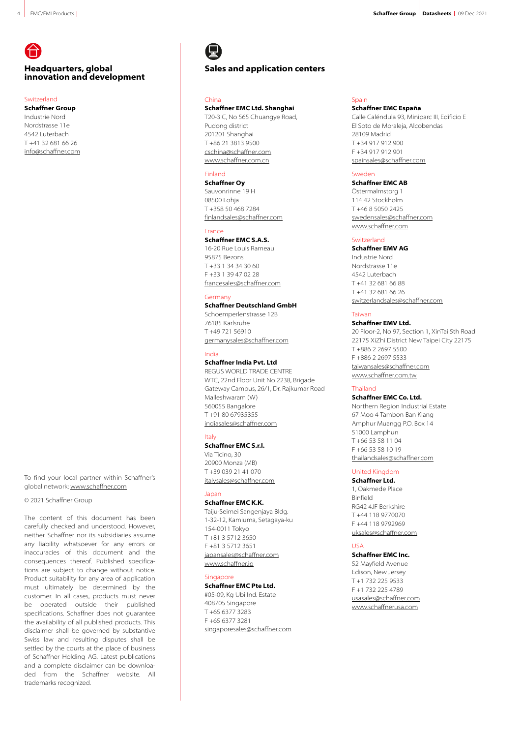## Headquarters, global innovation and development

Switzerland
**Schaffner Group**
Industrie Nord
Nordstrasse 11e
4542 Luterbach
T +41 32 681 66 26
info@schaffner.com

To find your local partner within Schaffner's global network: www.schaffner.com

© 2021 Schaffner Group

The content of this document has been carefully checked and understood. However, neither Schaffner nor its subsidiaries assume any liability whatsoever for any errors or inaccuracies of this document and the consequences thereof. Published specifications are subject to change without notice. Product suitability for any area of application must ultimately be determined by the customer. In all cases, products must never be operated outside their published specifications. Schaffner does not guarantee the availability of all published products. This disclaimer shall be governed by substantive Swiss law and resulting disputes shall be settled by the courts at the place of business of Schaffner Holding AG. Latest publications and a complete disclaimer can be downloaded from the Schaffner website. All trademarks recognized.

## Sales and application centers

China
**Schaffner EMC Ltd. Shanghai**
T20-3 C, No 565 Chuangye Road,
Pudong district
201201 Shanghai
T +86 21 3813 9500
cschina@schaffner.com
www.schaffner.com.cn

Finland
**Schaffner Oy**
Sauvonrinne 19 H
08500 Lohja
T +358 50 468 7284
finlandsales@schaffner.com

France
**Schaffner EMC S.A.S.**
16-20 Rue Louis Rameau
95875 Bezons
T +33 1 34 34 30 60
F +33 1 39 47 02 28
francesales@schaffner.com

Germany
**Schaffner Deutschland GmbH**
Schoemperlenstrasse 12B
76185 Karlsruhe
T +49 721 56910
germanysales@schaffner.com

India
**Schaffner India Pvt. Ltd**
REGUS WORLD TRADE CENTRE
WTC, 22nd Floor Unit No 2238, Brigade
Gateway Campus, 26/1, Dr. Rajkumar Road
Malleshwaram (W)
560055 Bangalore
T +91 80 67935355
indiasales@schaffner.com

Italy
**Schaffner EMC S.r.l.**
Via Ticino, 30
20900 Monza (MB)
T +39 039 21 41 070
italysales@schaffner.com

Japan
**Schaffner EMC K.K.**
Taiju-Seimei Sangenjaya Bldg.
1-32-12, Kamiuma, Setagaya-ku
154-0011 Tokyo
T +81 3 5712 3650
F +81 3 5712 3651
japansales@schaffner.com
www.schaffner.jp

Singapore
**Schaffner EMC Pte Ltd.**
#05-09, Kg Ubi Ind. Estate
408705 Singapore
T +65 6377 3283
F +65 6377 3281
singaporesales@schaffner.com

Spain
**Schaffner EMC España**
Calle Caléndula 93, Miniparc III, Edificio E
El Soto de Moraleja, Alcobendas
28109 Madrid
T +34 917 912 900
F +34 917 912 901
spainsales@schaffner.com

Sweden
**Schaffner EMC AB**
Östermalmstorg 1
114 42 Stockholm
T +46 8 5050 2425
swedensales@schaffner.com
www.schaffner.com

Switzerland
**Schaffner EMV AG**
Industrie Nord
Nordstrasse 11e
4542 Luterbach
T +41 32 681 66 88
T +41 32 681 66 26
switzerlandsales@schaffner.com

Taiwan
**Schaffner EMV Ltd.**
20 Floor-2, No 97, Section 1, XinTai 5th Road
22175 XiZhi District New Taipei City 22175
T +886 2 2697 5500
F +886 2 2697 5533
taiwansales@schaffner.com
www.schaffner.com.tw

Thailand
**Schaffner EMC Co. Ltd.**
Northern Region Industrial Estate
67 Moo 4 Tambon Ban Klang
Amphur Muangg P.O. Box 14
51000 Lamphun
T +66 53 58 11 04
F +66 53 58 10 19
thailandsales@schaffner.com

United Kingdom
**Schaffner Ltd.**
1, Oakmede Place
Binfield
RG42 4JF Berkshire
T +44 118 9770070
F +44 118 9792969
uksales@schaffner.com

USA
**Schaffner EMC Inc.**
52 Mayfield Avenue
Edison, New Jersey
T +1 732 225 9533
F +1 732 225 4789
usasales@schaffner.com
www.schaffnerusa.com